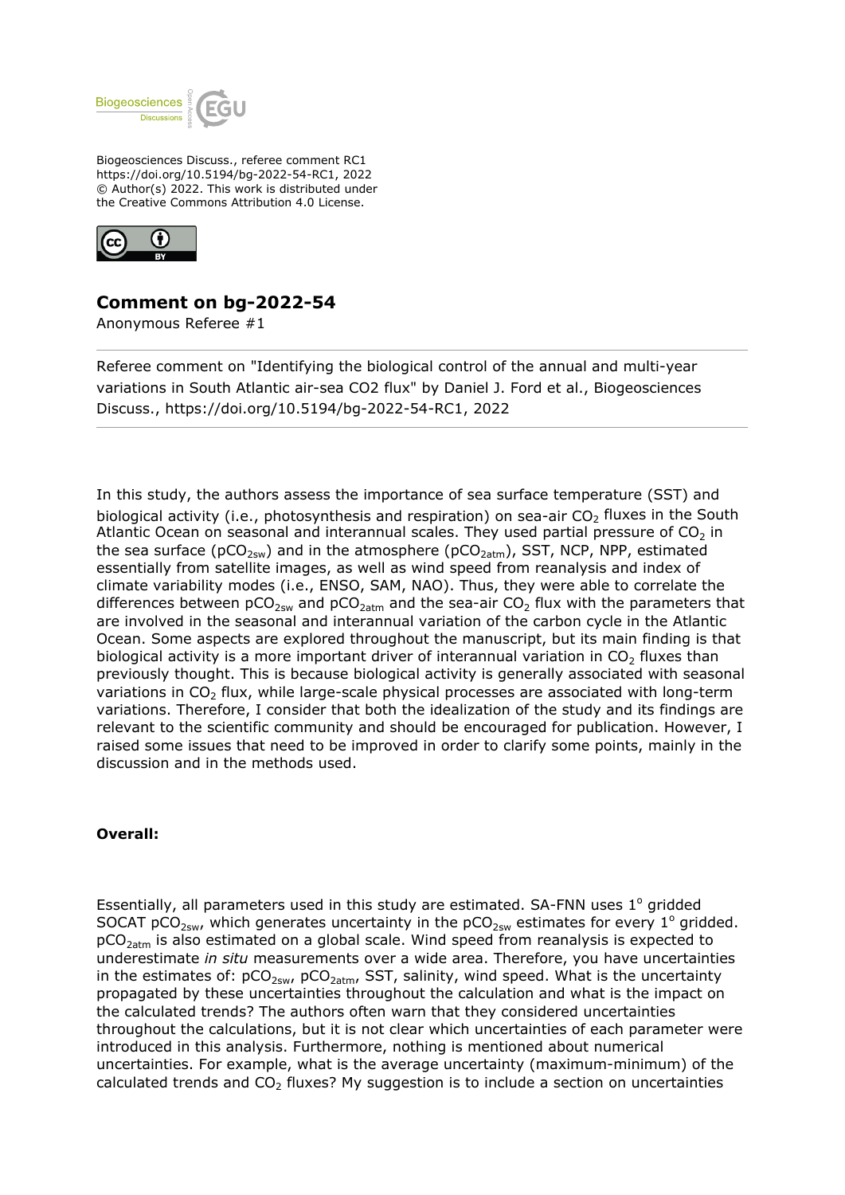Biogeosciences Discuss., referee comment RC1
https://doi.org/10.5194/bg-2022-54-RC1, 2022
© Author(s) 2022. This work is distributed under
the Creative Commons Attribution 4.0 License.

## Comment on bg-2022-54

Anonymous Referee #1

Referee comment on "Identifying the biological control of the annual and multi-year variations in South Atlantic air-sea CO2 flux" by Daniel J. Ford et al., Biogeosciences Discuss., https://doi.org/10.5194/bg-2022-54-RC1, 2022

In this study, the authors assess the importance of sea surface temperature (SST) and biological activity (i.e., photosynthesis and respiration) on sea-air $CO_2$ fluxes in the South Atlantic Ocean on seasonal and interannual scales. They used partial pressure of $CO_2$ in the sea surface ($pCO_{2sw}$) and in the atmosphere ($pCO_{2atm}$), SST, NCP, NPP, estimated essentially from satellite images, as well as wind speed from reanalysis and index of climate variability modes (i.e., ENSO, SAM, NAO). Thus, they were able to correlate the differences between $pCO_{2sw}$ and $pCO_{2atm}$ and the sea-air $CO_2$ flux with the parameters that are involved in the seasonal and interannual variation of the carbon cycle in the Atlantic Ocean. Some aspects are explored throughout the manuscript, but its main finding is that biological activity is a more important driver of interannual variation in $CO_2$ fluxes than previously thought. This is because biological activity is generally associated with seasonal variations in $CO_2$ flux, while large-scale physical processes are associated with long-term variations. Therefore, I consider that both the idealization of the study and its findings are relevant to the scientific community and should be encouraged for publication. However, I raised some issues that need to be improved in order to clarify some points, mainly in the discussion and in the methods used.

**Overall:**

Essentially, all parameters used in this study are estimated. SA-FNN uses 1° gridded SOCAT $pCO_{2sw}$, which generates uncertainty in the $pCO_{2sw}$ estimates for every 1° gridded. $pCO_{2atm}$ is also estimated on a global scale. Wind speed from reanalysis is expected to underestimate *in situ* measurements over a wide area. Therefore, you have uncertainties in the estimates of: $pCO_{2sw}$, $pCO_{2atm}$, SST, salinity, wind speed. What is the uncertainty propagated by these uncertainties throughout the calculation and what is the impact on the calculated trends? The authors often warn that they considered uncertainties throughout the calculations, but it is not clear which uncertainties of each parameter were introduced in this analysis. Furthermore, nothing is mentioned about numerical uncertainties. For example, what is the average uncertainty (maximum-minimum) of the calculated trends and $CO_2$ fluxes? My suggestion is to include a section on uncertainties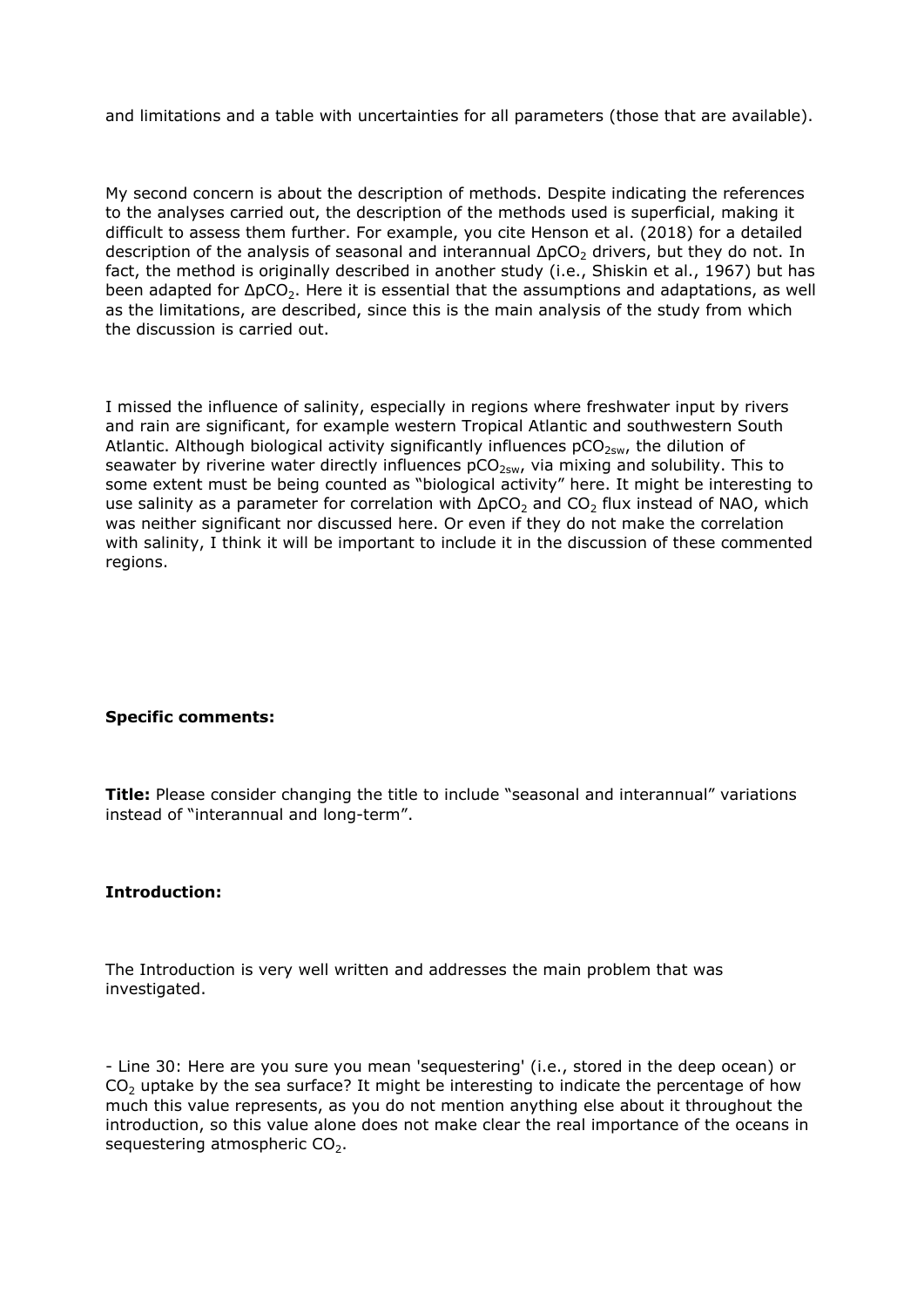and limitations and a table with uncertainties for all parameters (those that are available).

My second concern is about the description of methods. Despite indicating the references to the analyses carried out, the description of the methods used is superficial, making it difficult to assess them further. For example, you cite Henson et al. (2018) for a detailed description of the analysis of seasonal and interannual $\Delta pCO_2$ drivers, but they do not. In fact, the method is originally described in another study (i.e., Shiskin et al., 1967) but has been adapted for $\Delta pCO_2$. Here it is essential that the assumptions and adaptations, as well as the limitations, are described, since this is the main analysis of the study from which the discussion is carried out.

I missed the influence of salinity, especially in regions where freshwater input by rivers and rain are significant, for example western Tropical Atlantic and southwestern South Atlantic. Although biological activity significantly influences $pCO_{2sw}$, the dilution of seawater by riverine water directly influences $pCO_{2sw}$, via mixing and solubility. This to some extent must be being counted as "biological activity" here. It might be interesting to use salinity as a parameter for correlation with $\Delta pCO_2$ and $CO_2$ flux instead of NAO, which was neither significant nor discussed here. Or even if they do not make the correlation with salinity, I think it will be important to include it in the discussion of these commented regions.

**Specific comments:**

**Title:** Please consider changing the title to include "seasonal and interannual" variations instead of "interannual and long-term".

**Introduction:**

The Introduction is very well written and addresses the main problem that was investigated.

- Line 30: Here are you sure you mean 'sequestering' (i.e., stored in the deep ocean) or $CO_2$ uptake by the sea surface? It might be interesting to indicate the percentage of how much this value represents, as you do not mention anything else about it throughout the introduction, so this value alone does not make clear the real importance of the oceans in sequestering atmospheric $CO_2$.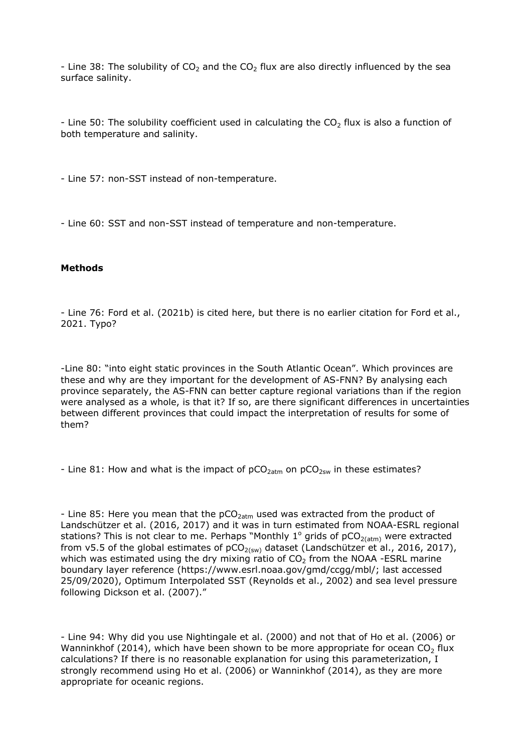- Line 38: The solubility of $CO_2$ and the $CO_2$ flux are also directly influenced by the sea surface salinity.

- Line 50: The solubility coefficient used in calculating the $CO_2$ flux is also a function of both temperature and salinity.

- Line 57: non-SST instead of non-temperature.

- Line 60: SST and non-SST instead of temperature and non-temperature.

**Methods**

- Line 76: Ford et al. (2021b) is cited here, but there is no earlier citation for Ford et al., 2021. Typo?

-Line 80: "into eight static provinces in the South Atlantic Ocean". Which provinces are these and why are they important for the development of AS-FNN? By analysing each province separately, the AS-FNN can better capture regional variations than if the region were analysed as a whole, is that it? If so, are there significant differences in uncertainties between different provinces that could impact the interpretation of results for some of them?

- Line 81: How and what is the impact of $pCO_{2atm}$ on $pCO_{2sw}$ in these estimates?

- Line 85: Here you mean that the $pCO_{2atm}$ used was extracted from the product of Landschützer et al. (2016, 2017) and it was in turn estimated from NOAA-ESRL regional stations? This is not clear to me. Perhaps "Monthly $1^{\circ}$ grids of $pCO_{2(atm)}$ were extracted from v5.5 of the global estimates of $pCO_{2(sw)}$ dataset (Landschützer et al., 2016, 2017), which was estimated using the dry mixing ratio of $CO_2$ from the NOAA -ESRL marine boundary layer reference (https://www.esrl.noaa.gov/gmd/ccgg/mbl/; last accessed 25/09/2020), Optimum Interpolated SST (Reynolds et al., 2002) and sea level pressure following Dickson et al. (2007)."

- Line 94: Why did you use Nightingale et al. (2000) and not that of Ho et al. (2006) or Wanninkhof (2014), which have been shown to be more appropriate for ocean $CO_2$ flux calculations? If there is no reasonable explanation for using this parameterization, I strongly recommend using Ho et al. (2006) or Wanninkhof (2014), as they are more appropriate for oceanic regions.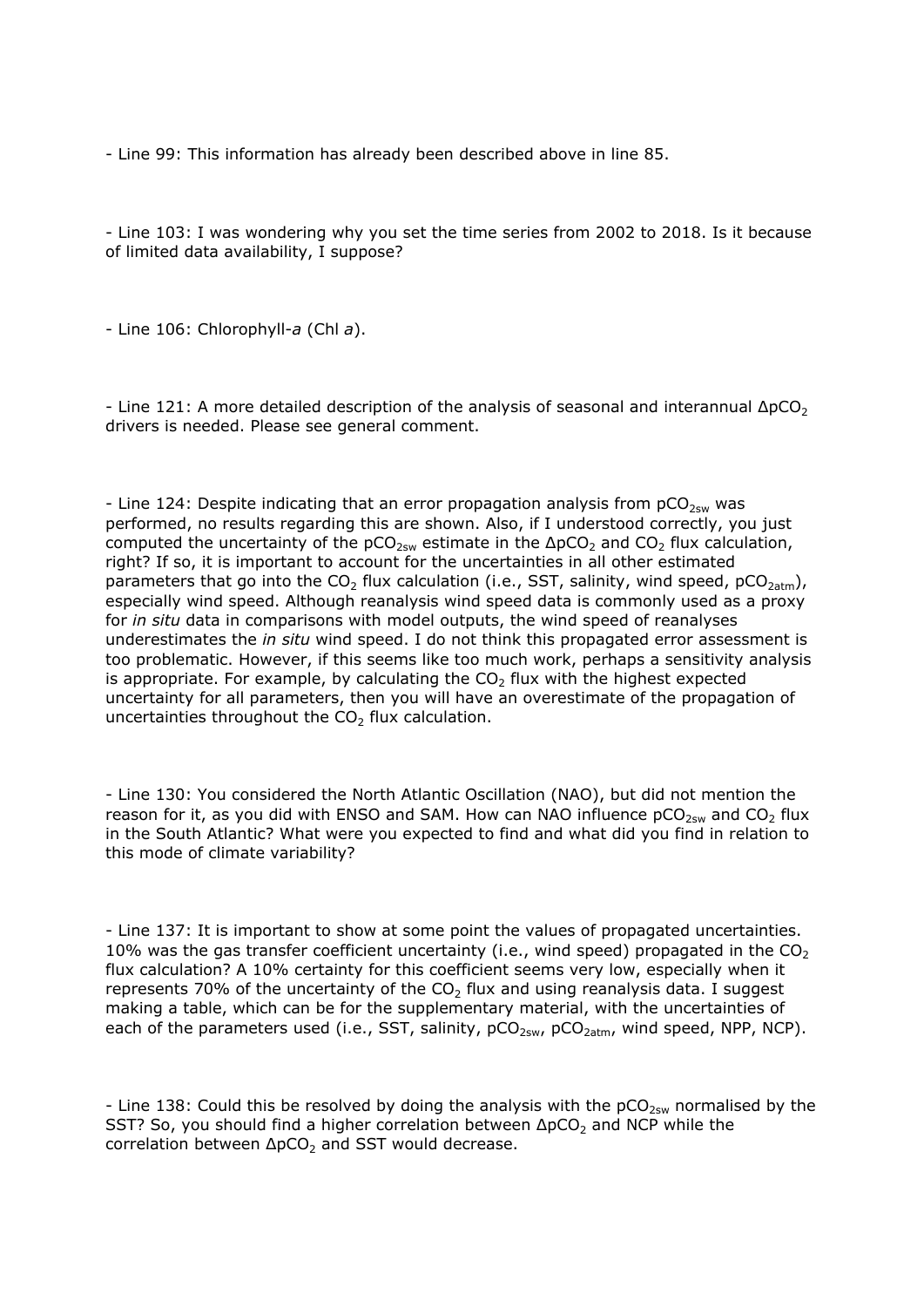- Line 99: This information has already been described above in line 85.

- Line 103: I was wondering why you set the time series from 2002 to 2018. Is it because of limited data availability, I suppose?

- Line 106: Chlorophyll-*a* (Chl *a*).

- Line 121: A more detailed description of the analysis of seasonal and interannual $\Delta pCO_2$ drivers is needed. Please see general comment.

- Line 124: Despite indicating that an error propagation analysis from $pCO_{2sw}$ was performed, no results regarding this are shown. Also, if I understood correctly, you just computed the uncertainty of the $pCO_{2sw}$ estimate in the $\Delta pCO_2$ and $CO_2$ flux calculation, right? If so, it is important to account for the uncertainties in all other estimated parameters that go into the $CO_2$ flux calculation (i.e., SST, salinity, wind speed, $pCO_{2atm}$), especially wind speed. Although reanalysis wind speed data is commonly used as a proxy for *in situ* data in comparisons with model outputs, the wind speed of reanalyses underestimates the *in situ* wind speed. I do not think this propagated error assessment is too problematic. However, if this seems like too much work, perhaps a sensitivity analysis is appropriate. For example, by calculating the $CO_2$ flux with the highest expected uncertainty for all parameters, then you will have an overestimate of the propagation of uncertainties throughout the $CO_2$ flux calculation.

- Line 130: You considered the North Atlantic Oscillation (NAO), but did not mention the reason for it, as you did with ENSO and SAM. How can NAO influence $pCO_{2sw}$ and $CO_2$ flux in the South Atlantic? What were you expected to find and what did you find in relation to this mode of climate variability?

- Line 137: It is important to show at some point the values of propagated uncertainties. 10% was the gas transfer coefficient uncertainty (i.e., wind speed) propagated in the $CO_2$ flux calculation? A 10% certainty for this coefficient seems very low, especially when it represents 70% of the uncertainty of the $CO_2$ flux and using reanalysis data. I suggest making a table, which can be for the supplementary material, with the uncertainties of each of the parameters used (i.e., SST, salinity, $pCO_{2sw}$, $pCO_{2atm}$, wind speed, NPP, NCP).

- Line 138: Could this be resolved by doing the analysis with the $pCO_{2sw}$ normalised by the SST? So, you should find a higher correlation between $\Delta pCO_2$ and NCP while the correlation between $\Delta pCO_2$ and SST would decrease.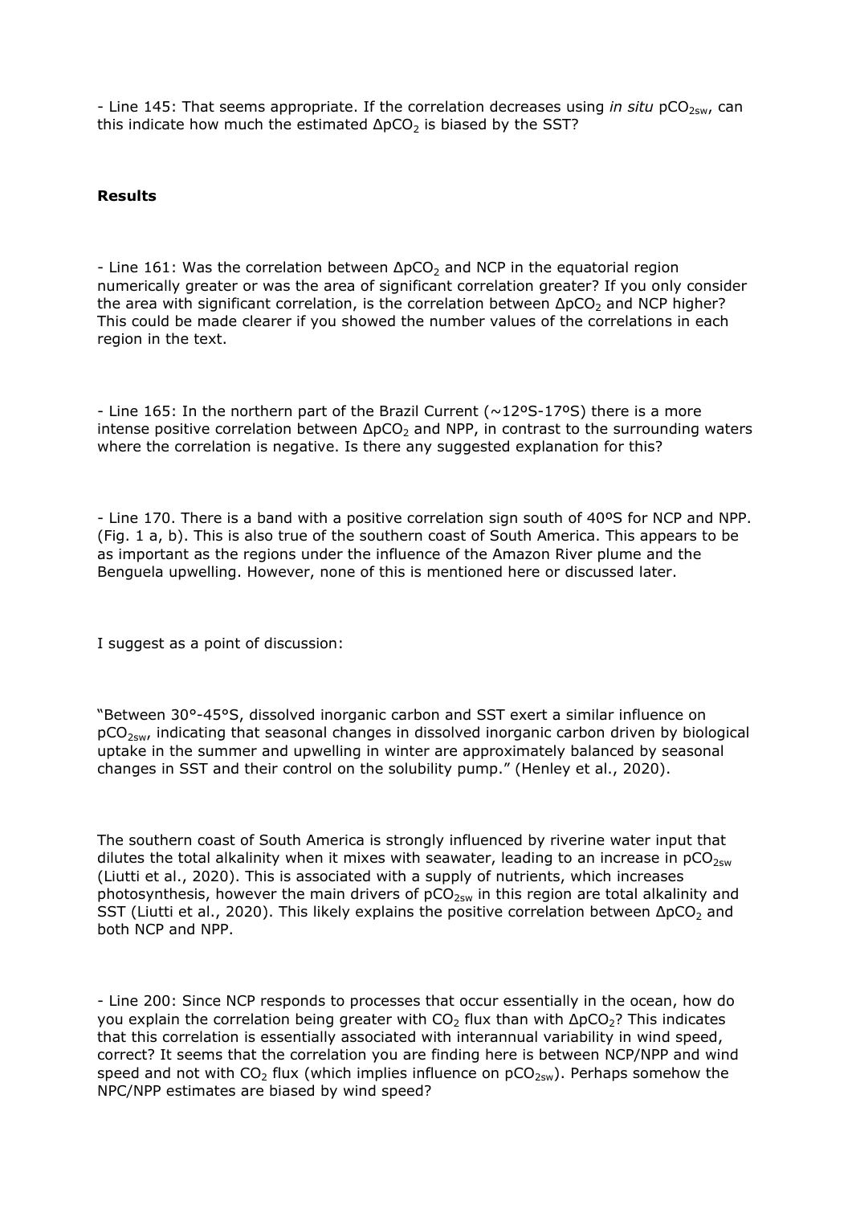- Line 145: That seems appropriate. If the correlation decreases using *in situ* $pCO_{2sw}$, can this indicate how much the estimated $\Delta pCO_2$ is biased by the SST?

**Results**

- Line 161: Was the correlation between $\Delta pCO_2$ and NCP in the equatorial region numerically greater or was the area of significant correlation greater? If you only consider the area with significant correlation, is the correlation between $\Delta pCO_2$ and NCP higher? This could be made clearer if you showed the number values of the correlations in each region in the text.

- Line 165: In the northern part of the Brazil Current (~12ºS-17ºS) there is a more intense positive correlation between $\Delta pCO_2$ and NPP, in contrast to the surrounding waters where the correlation is negative. Is there any suggested explanation for this?

- Line 170. There is a band with a positive correlation sign south of 40ºS for NCP and NPP. (Fig. 1 a, b). This is also true of the southern coast of South America. This appears to be as important as the regions under the influence of the Amazon River plume and the Benguela upwelling. However, none of this is mentioned here or discussed later.

I suggest as a point of discussion:

"Between 30°-45°S, dissolved inorganic carbon and SST exert a similar influence on $pCO_{2sw}$, indicating that seasonal changes in dissolved inorganic carbon driven by biological uptake in the summer and upwelling in winter are approximately balanced by seasonal changes in SST and their control on the solubility pump." (Henley et al., 2020).

The southern coast of South America is strongly influenced by riverine water input that dilutes the total alkalinity when it mixes with seawater, leading to an increase in $pCO_{2sw}$ (Liutti et al., 2020). This is associated with a supply of nutrients, which increases photosynthesis, however the main drivers of $pCO_{2sw}$ in this region are total alkalinity and SST (Liutti et al., 2020). This likely explains the positive correlation between $\Delta pCO_2$ and both NCP and NPP.

- Line 200: Since NCP responds to processes that occur essentially in the ocean, how do you explain the correlation being greater with $CO_2$ flux than with $\Delta pCO_2$? This indicates that this correlation is essentially associated with interannual variability in wind speed, correct? It seems that the correlation you are finding here is between NCP/NPP and wind speed and not with $CO_2$ flux (which implies influence on $pCO_{2sw}$). Perhaps somehow the NPC/NPP estimates are biased by wind speed?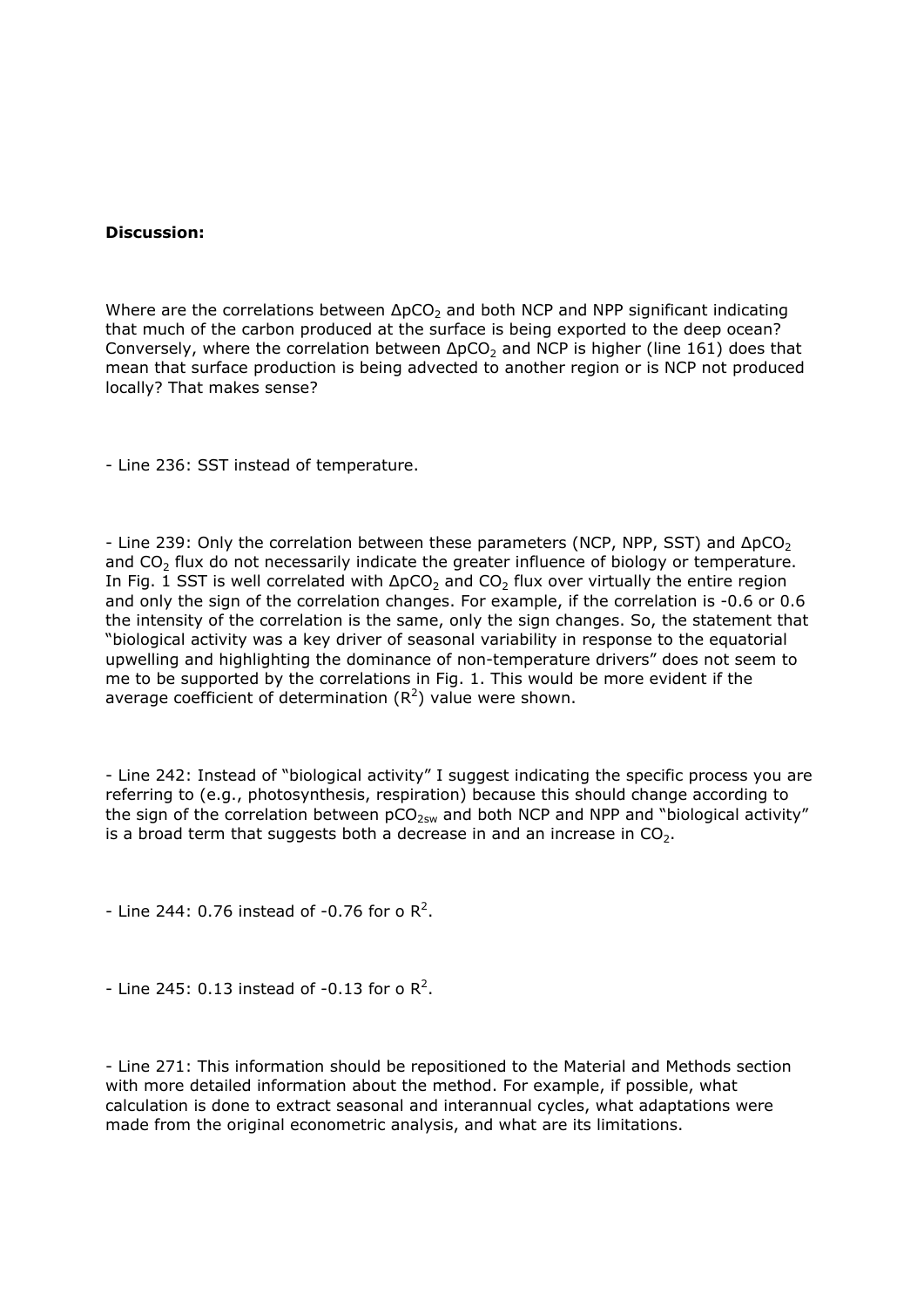**Discussion:**

Where are the correlations between $\Delta pCO_2$ and both NCP and NPP significant indicating that much of the carbon produced at the surface is being exported to the deep ocean? Conversely, where the correlation between $\Delta pCO_2$ and NCP is higher (line 161) does that mean that surface production is being advected to another region or is NCP not produced locally? That makes sense?

- Line 236: SST instead of temperature.

- Line 239: Only the correlation between these parameters (NCP, NPP, SST) and $\Delta pCO_2$ and $CO_2$ flux do not necessarily indicate the greater influence of biology or temperature. In Fig. 1 SST is well correlated with $\Delta pCO_2$ and $CO_2$ flux over virtually the entire region and only the sign of the correlation changes. For example, if the correlation is -0.6 or 0.6 the intensity of the correlation is the same, only the sign changes. So, the statement that "biological activity was a key driver of seasonal variability in response to the equatorial upwelling and highlighting the dominance of non-temperature drivers" does not seem to me to be supported by the correlations in Fig. 1. This would be more evident if the average coefficient of determination ($R^2$) value were shown.

- Line 242: Instead of "biological activity" I suggest indicating the specific process you are referring to (e.g., photosynthesis, respiration) because this should change according to the sign of the correlation between $pCO_{2sw}$ and both NCP and NPP and "biological activity" is a broad term that suggests both a decrease in and an increase in $CO_2$.

- Line 244: 0.76 instead of -0.76 for o $R^2$.

- Line 245: 0.13 instead of -0.13 for o $R^2$.

- Line 271: This information should be repositioned to the Material and Methods section with more detailed information about the method. For example, if possible, what calculation is done to extract seasonal and interannual cycles, what adaptations were made from the original econometric analysis, and what are its limitations.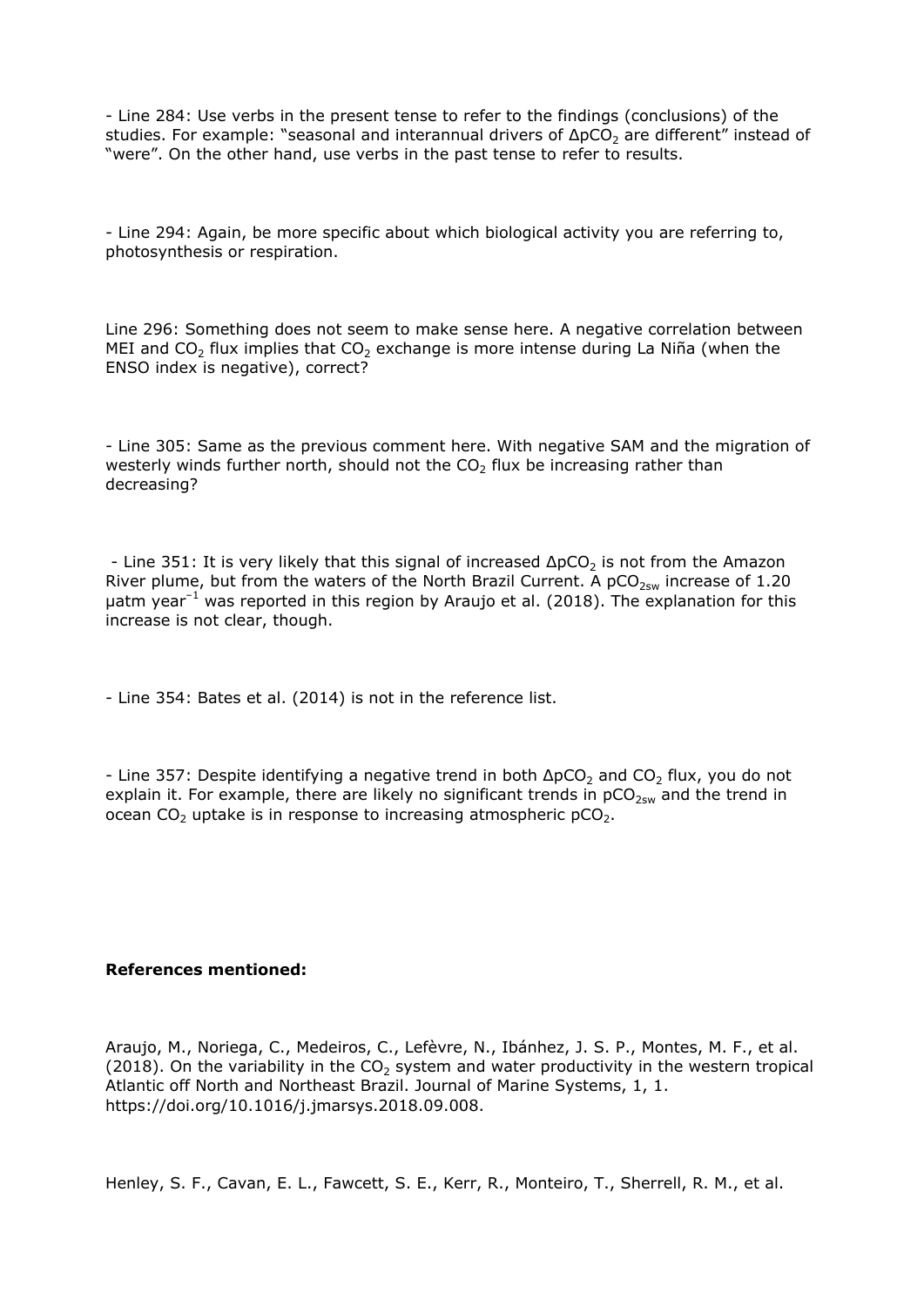- Line 284: Use verbs in the present tense to refer to the findings (conclusions) of the studies. For example: "seasonal and interannual drivers of $\Delta pCO_2$ are different" instead of "were". On the other hand, use verbs in the past tense to refer to results.

- Line 294: Again, be more specific about which biological activity you are referring to, photosynthesis or respiration.

Line 296: Something does not seem to make sense here. A negative correlation between MEI and $CO_2$ flux implies that $CO_2$ exchange is more intense during La Niña (when the ENSO index is negative), correct?

- Line 305: Same as the previous comment here. With negative SAM and the migration of westerly winds further north, should not the $CO_2$ flux be increasing rather than decreasing?

- Line 351: It is very likely that this signal of increased $\Delta pCO_2$ is not from the Amazon River plume, but from the waters of the North Brazil Current. A $pCO_{2sw}$ increase of 1.20 $\mu atm\ year^{-1}$ was reported in this region by Araujo et al. (2018). The explanation for this increase is not clear, though.

- Line 354: Bates et al. (2014) is not in the reference list.

- Line 357: Despite identifying a negative trend in both $\Delta pCO_2$ and $CO_2$ flux, you do not explain it. For example, there are likely no significant trends in $pCO_{2sw}$ and the trend in ocean $CO_2$ uptake is in response to increasing atmospheric $pCO_2$.

**References mentioned:**

Araujo, M., Noriega, C., Medeiros, C., Lefèvre, N., Ibánhez, J. S. P., Montes, M. F., et al. (2018). On the variability in the $CO_2$ system and water productivity in the western tropical Atlantic off North and Northeast Brazil. Journal of Marine Systems, 1, 1. https://doi.org/10.1016/j.jmarsys.2018.09.008.

Henley, S. F., Cavan, E. L., Fawcett, S. E., Kerr, R., Monteiro, T., Sherrell, R. M., et al.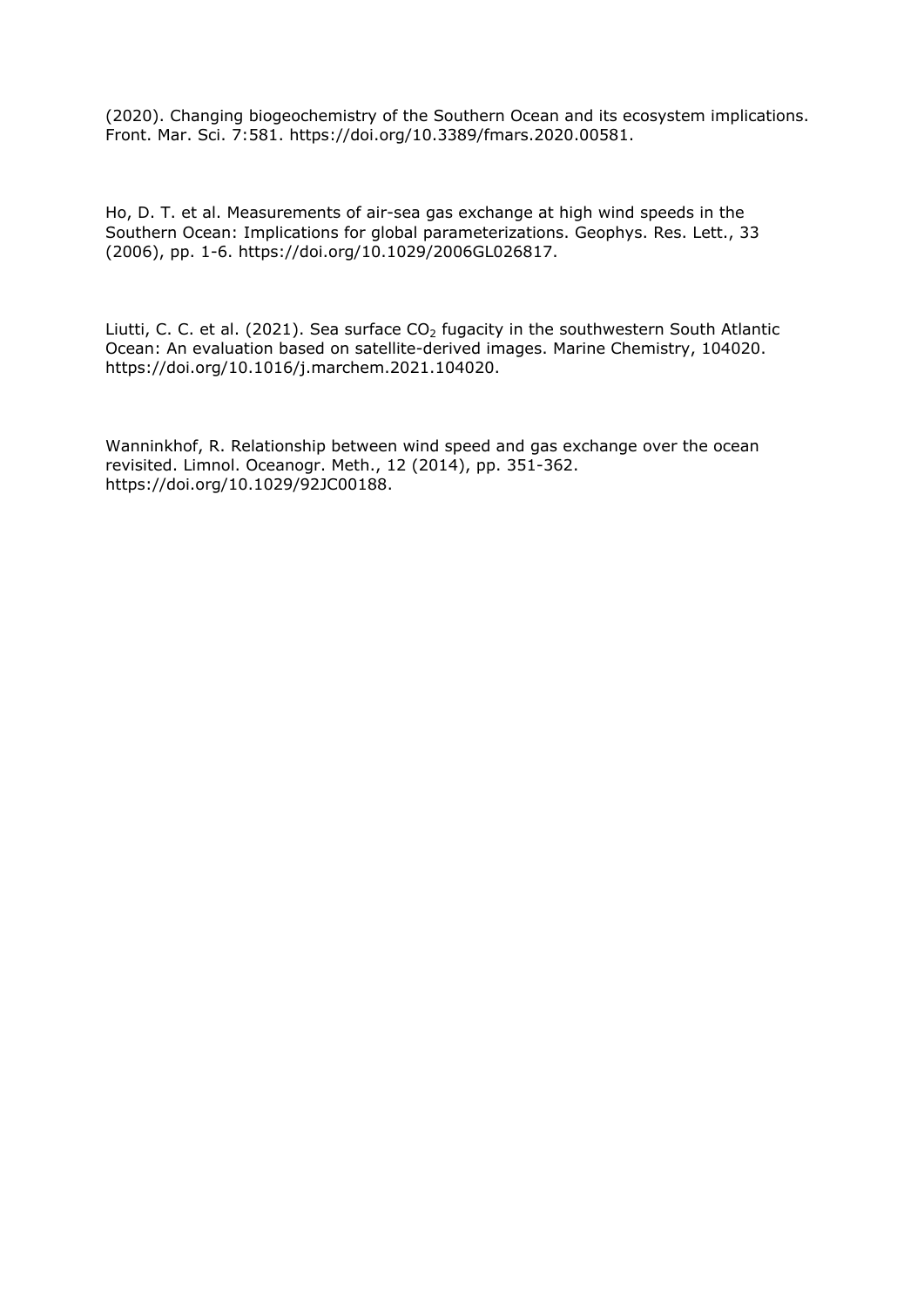(2020). Changing biogeochemistry of the Southern Ocean and its ecosystem implications. Front. Mar. Sci. 7:581. https://doi.org/10.3389/fmars.2020.00581.

Ho, D. T. et al. Measurements of air-sea gas exchange at high wind speeds in the Southern Ocean: Implications for global parameterizations. Geophys. Res. Lett., 33 (2006), pp. 1-6. https://doi.org/10.1029/2006GL026817.

Liutti, C. C. et al. (2021). Sea surface $CO_2$ fugacity in the southwestern South Atlantic Ocean: An evaluation based on satellite-derived images. Marine Chemistry, 104020. https://doi.org/10.1016/j.marchem.2021.104020.

Wanninkhof, R. Relationship between wind speed and gas exchange over the ocean revisited. Limnol. Oceanogr. Meth., 12 (2014), pp. 351-362. https://doi.org/10.1029/92JC00188.